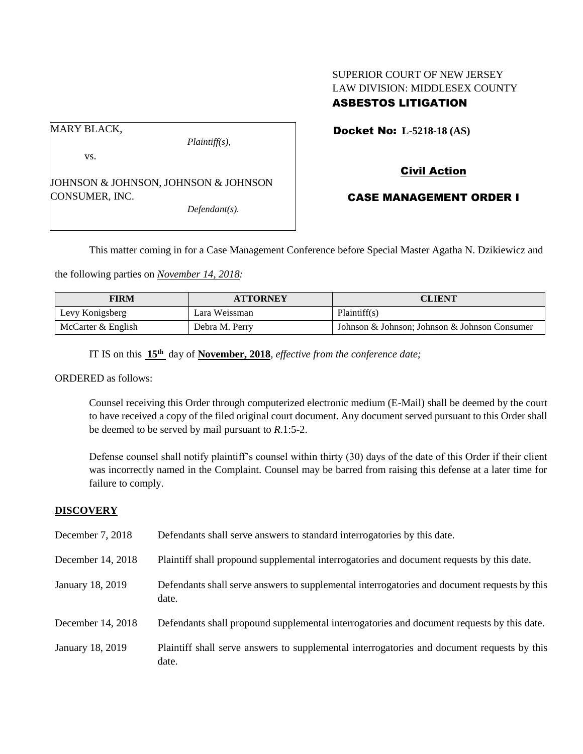SUPERIOR COURT OF NEW JERSEY
LAW DIVISION: MIDDLESEX COUNTY
**ASBESTOS LITIGATION**

MARY BLACK,

*Plaintiff(s),*

vs.

JOHNSON & JOHNSON, JOHNSON & JOHNSON CONSUMER, INC.

*Defendant(s).*

**Docket No: L-5218-18 (AS)**

**Civil Action**

**CASE MANAGEMENT ORDER I**

This matter coming in for a Case Management Conference before Special Master Agatha N. Dzikiewicz and the following parties on *November 14, 2018:*

| FIRM | ATTORNEY | CLIENT |
|---|---|---|
| Levy Konigsberg | Lara Weissman | Plaintiff(s) |
| McCarter & English | Debra M. Perry | Johnson & Johnson; Johnson & Johnson Consumer |

IT IS on this **15th** day of **November, 2018**, *effective from the conference date;*

ORDERED as follows:

Counsel receiving this Order through computerized electronic medium (E-Mail) shall be deemed by the court to have received a copy of the filed original court document. Any document served pursuant to this Order shall be deemed to be served by mail pursuant to *R*.1:5-2.

Defense counsel shall notify plaintiff's counsel within thirty (30) days of the date of this Order if their client was incorrectly named in the Complaint. Counsel may be barred from raising this defense at a later time for failure to comply.

## DISCOVERY

| | |
|---|---|
| December 7, 2018 | Defendants shall serve answers to standard interrogatories by this date. |
| December 14, 2018 | Plaintiff shall propound supplemental interrogatories and document requests by this date. |
| January 18, 2019 | Defendants shall serve answers to supplemental interrogatories and document requests by this date. |
| December 14, 2018 | Defendants shall propound supplemental interrogatories and document requests by this date. |
| January 18, 2019 | Plaintiff shall serve answers to supplemental interrogatories and document requests by this date. |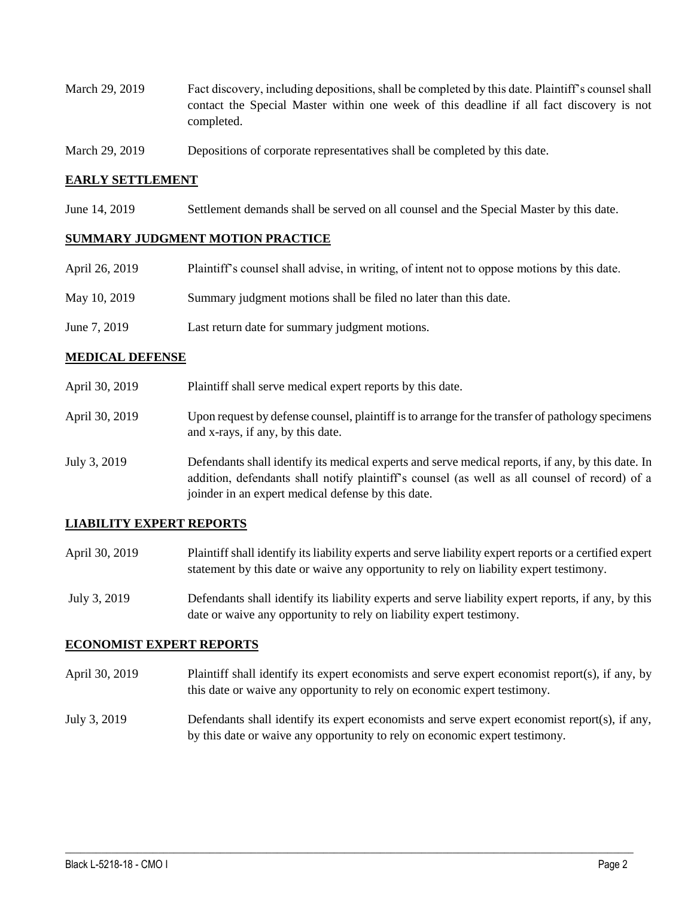March 29, 2019 Fact discovery, including depositions, shall be completed by this date. Plaintiff's counsel shall contact the Special Master within one week of this deadline if all fact discovery is not completed.

March 29, 2019 Depositions of corporate representatives shall be completed by this date.

## EARLY SETTLEMENT

June 14, 2019 Settlement demands shall be served on all counsel and the Special Master by this date.

## SUMMARY JUDGMENT MOTION PRACTICE

April 26, 2019 Plaintiff's counsel shall advise, in writing, of intent not to oppose motions by this date.

May 10, 2019 Summary judgment motions shall be filed no later than this date.

June 7, 2019 Last return date for summary judgment motions.

## MEDICAL DEFENSE

April 30, 2019 Plaintiff shall serve medical expert reports by this date.

April 30, 2019 Upon request by defense counsel, plaintiff is to arrange for the transfer of pathology specimens and x-rays, if any, by this date.

July 3, 2019 Defendants shall identify its medical experts and serve medical reports, if any, by this date. In addition, defendants shall notify plaintiff's counsel (as well as all counsel of record) of a joinder in an expert medical defense by this date.

## LIABILITY EXPERT REPORTS

April 30, 2019 Plaintiff shall identify its liability experts and serve liability expert reports or a certified expert statement by this date or waive any opportunity to rely on liability expert testimony.

July 3, 2019 Defendants shall identify its liability experts and serve liability expert reports, if any, by this date or waive any opportunity to rely on liability expert testimony.

## ECONOMIST EXPERT REPORTS

April 30, 2019 Plaintiff shall identify its expert economists and serve expert economist report(s), if any, by this date or waive any opportunity to rely on economic expert testimony.

July 3, 2019 Defendants shall identify its expert economists and serve expert economist report(s), if any, by this date or waive any opportunity to rely on economic expert testimony.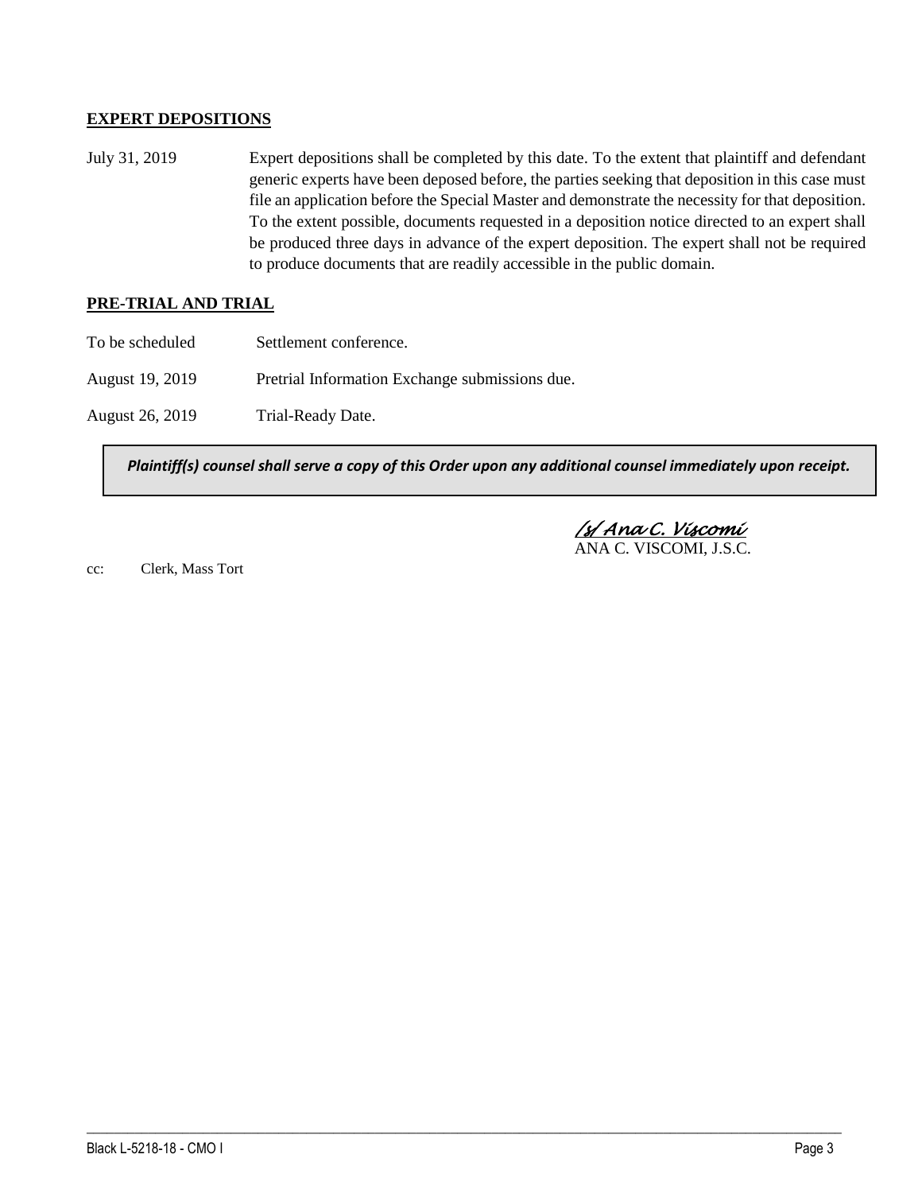**EXPERT DEPOSITIONS**

| | |
|---|---|
| July 31, 2019 | Expert depositions shall be completed by this date. To the extent that plaintiff and defendant generic experts have been deposed before, the parties seeking that deposition in this case must file an application before the Special Master and demonstrate the necessity for that deposition. To the extent possible, documents requested in a deposition notice directed to an expert shall be produced three days in advance of the expert deposition. The expert shall not be required to produce documents that are readily accessible in the public domain. |

**PRE-TRIAL AND TRIAL**

| | |
|---|---|
| To be scheduled | Settlement conference. |
| August 19, 2019 | Pretrial Information Exchange submissions due. |
| August 26, 2019 | Trial-Ready Date. |

***Plaintiff(s) counsel shall serve a copy of this Order upon any additional counsel immediately upon receipt.***

/s/ Ana C. Viscomi
ANA C. VISCOMI, J.S.C.

cc: Clerk, Mass Tort